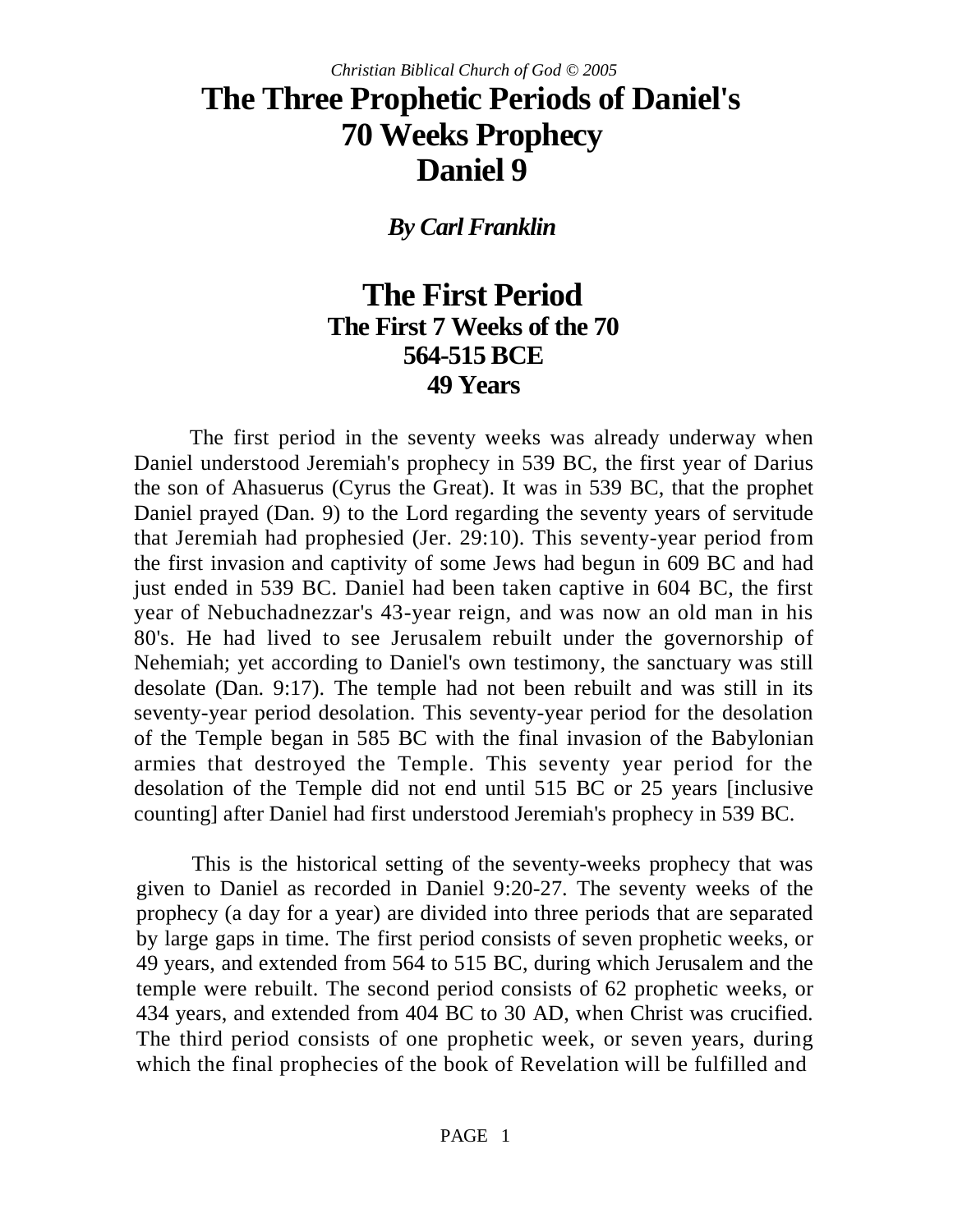*Christian Biblical Church of God © 2005*

# The Three Prophetic Periods of Daniel's 70 Weeks Prophecy Daniel 9

***By Carl Franklin***

## The First Period
### The First 7 Weeks of the 70
### 564-515 BCE
### 49 Years

The first period in the seventy weeks was already underway when Daniel understood Jeremiah's prophecy in 539 BC, the first year of Darius the son of Ahasuerus (Cyrus the Great). It was in 539 BC, that the prophet Daniel prayed (Dan. 9) to the Lord regarding the seventy years of servitude that Jeremiah had prophesied (Jer. 29:10). This seventy-year period from the first invasion and captivity of some Jews had begun in 609 BC and had just ended in 539 BC. Daniel had been taken captive in 604 BC, the first year of Nebuchadnezzar's 43-year reign, and was now an old man in his 80's. He had lived to see Jerusalem rebuilt under the governorship of Nehemiah; yet according to Daniel's own testimony, the sanctuary was still desolate (Dan. 9:17). The temple had not been rebuilt and was still in its seventy-year period desolation. This seventy-year period for the desolation of the Temple began in 585 BC with the final invasion of the Babylonian armies that destroyed the Temple. This seventy year period for the desolation of the Temple did not end until 515 BC or 25 years [inclusive counting] after Daniel had first understood Jeremiah's prophecy in 539 BC.

This is the historical setting of the seventy-weeks prophecy that was given to Daniel as recorded in Daniel 9:20-27. The seventy weeks of the prophecy (a day for a year) are divided into three periods that are separated by large gaps in time. The first period consists of seven prophetic weeks, or 49 years, and extended from 564 to 515 BC, during which Jerusalem and the temple were rebuilt. The second period consists of 62 prophetic weeks, or 434 years, and extended from 404 BC to 30 AD, when Christ was crucified. The third period consists of one prophetic week, or seven years, during which the final prophecies of the book of Revelation will be fulfilled and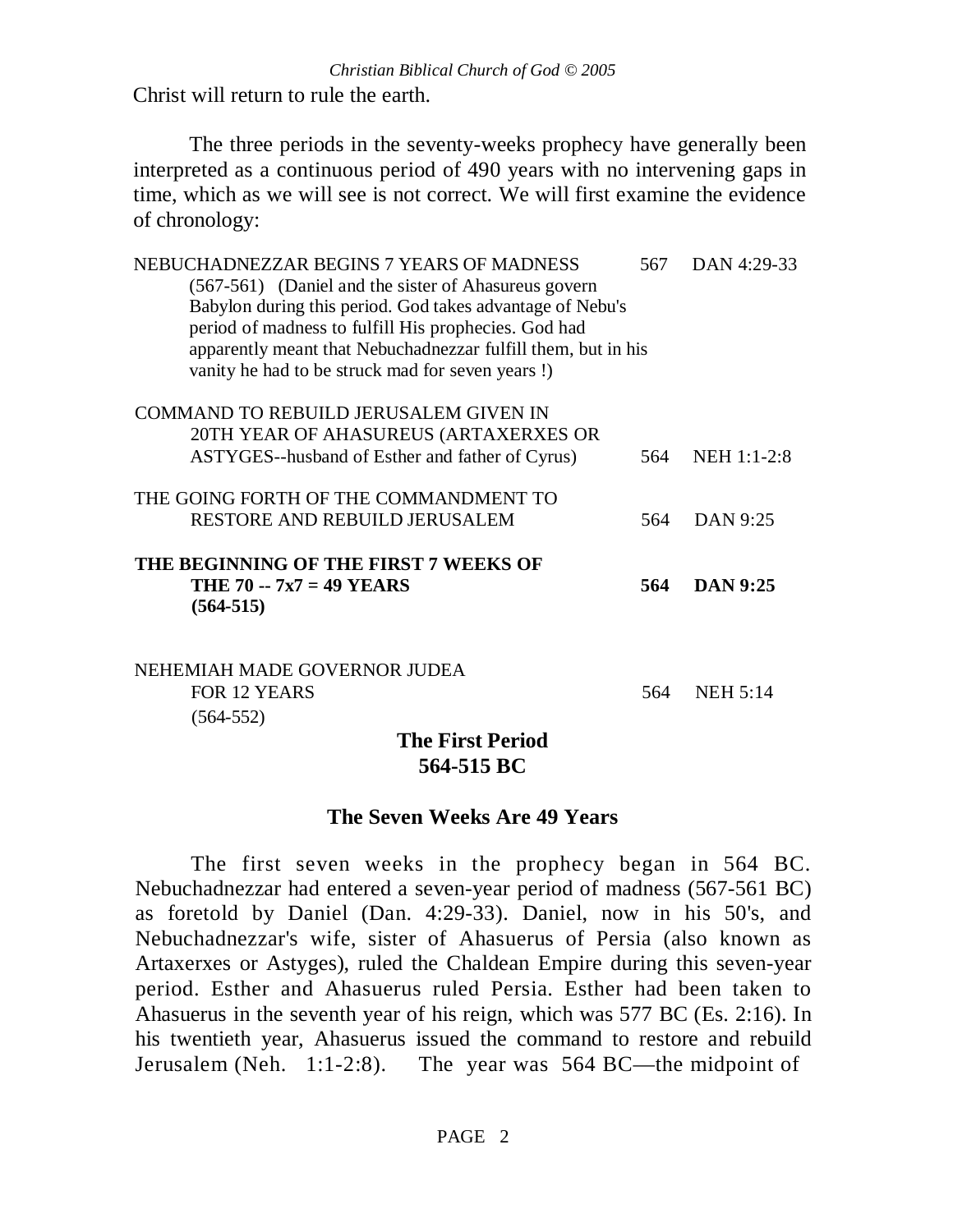Christ will return to rule the earth.

The three periods in the seventy-weeks prophecy have generally been interpreted as a continuous period of 490 years with no intervening gaps in time, which as we will see is not correct. We will first examine the evidence of chronology:

| | | |
|---|---|---|
| NEBUCHADNEZZAR BEGINS 7 YEARS OF MADNESS (567-561) (Daniel and the sister of Ahasureus govern Babylon during this period. God takes advantage of Nebu's period of madness to fulfill His prophecies. God had apparently meant that Nebuchadnezzar fulfill them, but in his vanity he had to be struck mad for seven years !) | 567 | DAN 4:29-33 |
| COMMAND TO REBUILD JERUSALEM GIVEN IN 20TH YEAR OF AHASUREUS (ARTAXERXES OR ASTYGES--husband of Esther and father of Cyrus) | 564 | NEH 1:1-2:8 |
| THE GOING FORTH OF THE COMMANDMENT TO RESTORE AND REBUILD JERUSALEM | 564 | DAN 9:25 |
| **THE BEGINNING OF THE FIRST 7 WEEKS OF THE 70 -- 7x7 = 49 YEARS (564-515)** | **564** | **DAN 9:25** |
| NEHEMIAH MADE GOVERNOR JUDEA FOR 12 YEARS (564-552) | 564 | NEH 5:14 |

## The First Period
## 564-515 BC

### The Seven Weeks Are 49 Years

The first seven weeks in the prophecy began in 564 BC. Nebuchadnezzar had entered a seven-year period of madness (567-561 BC) as foretold by Daniel (Dan. 4:29-33). Daniel, now in his 50's, and Nebuchadnezzar's wife, sister of Ahasuerus of Persia (also known as Artaxerxes or Astyges), ruled the Chaldean Empire during this seven-year period. Esther and Ahasuerus ruled Persia. Esther had been taken to Ahasuerus in the seventh year of his reign, which was 577 BC (Es. 2:16). In his twentieth year, Ahasuerus issued the command to restore and rebuild Jerusalem (Neh. 1:1-2:8). The year was 564 BC—the midpoint of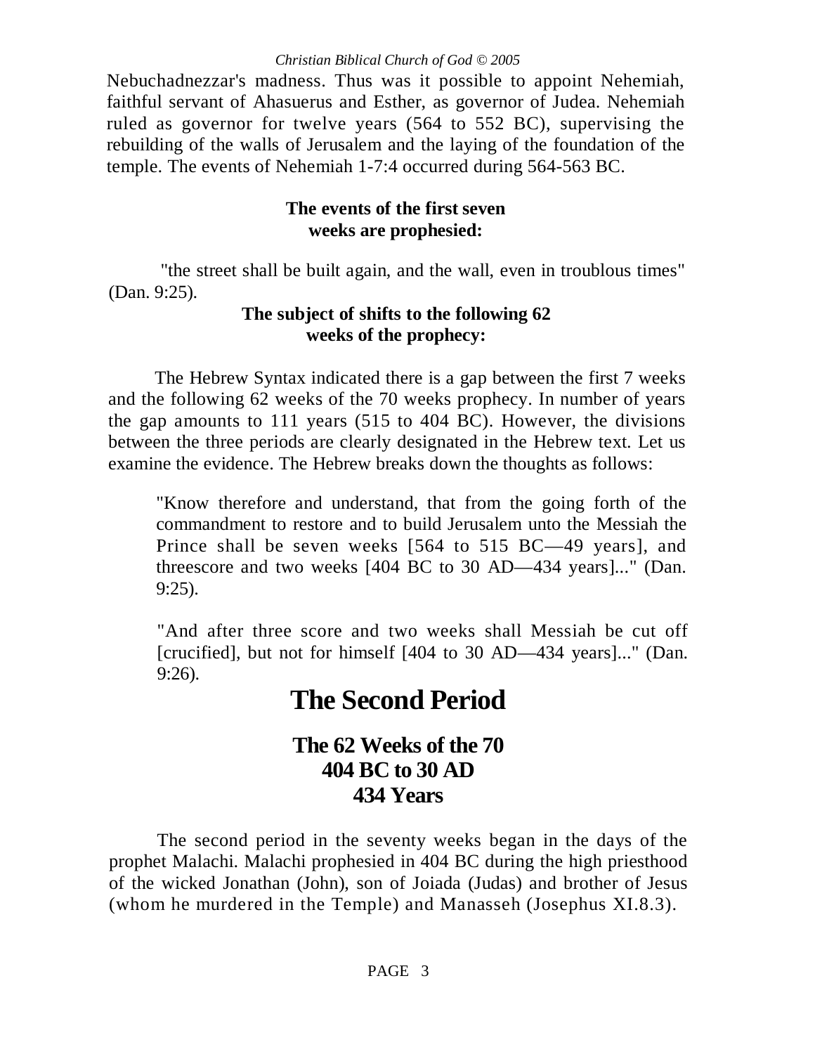Nebuchadnezzar's madness. Thus was it possible to appoint Nehemiah, faithful servant of Ahasuerus and Esther, as governor of Judea. Nehemiah ruled as governor for twelve years (564 to 552 BC), supervising the rebuilding of the walls of Jerusalem and the laying of the foundation of the temple. The events of Nehemiah 1-7:4 occurred during 564-563 BC.

**The events of the first seven weeks are prophesied:**

"the street shall be built again, and the wall, even in troublous times" (Dan. 9:25).

**The subject of shifts to the following 62 weeks of the prophecy:**

The Hebrew Syntax indicated there is a gap between the first 7 weeks and the following 62 weeks of the 70 weeks prophecy. In number of years the gap amounts to 111 years (515 to 404 BC). However, the divisions between the three periods are clearly designated in the Hebrew text. Let us examine the evidence. The Hebrew breaks down the thoughts as follows:

> "Know therefore and understand, that from the going forth of the commandment to restore and to build Jerusalem unto the Messiah the Prince shall be seven weeks [564 to 515 BC—49 years], and threescore and two weeks [404 BC to 30 AD—434 years]..." (Dan. 9:25).

> "And after three score and two weeks shall Messiah be cut off [crucified], but not for himself [404 to 30 AD—434 years]..." (Dan. 9:26).

# The Second Period

## The 62 Weeks of the 70
## 404 BC to 30 AD
## 434 Years

The second period in the seventy weeks began in the days of the prophet Malachi. Malachi prophesied in 404 BC during the high priesthood of the wicked Jonathan (John), son of Joiada (Judas) and brother of Jesus (whom he murdered in the Temple) and Manasseh (Josephus XI.8.3).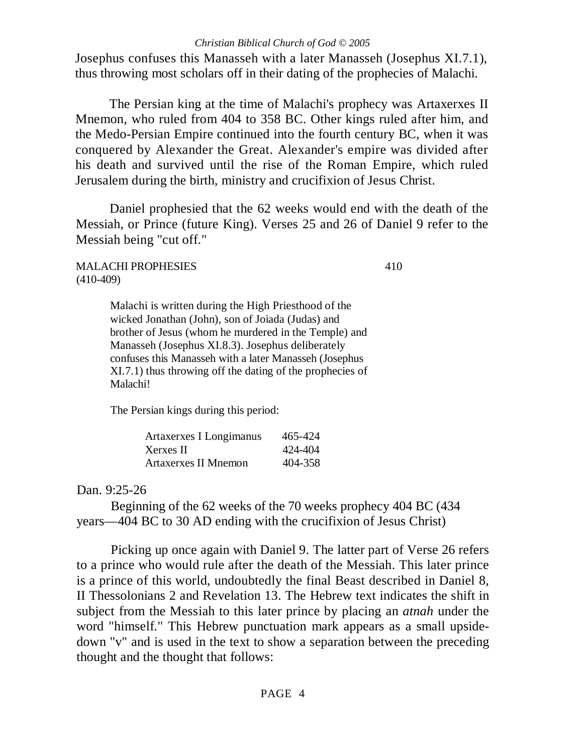Josephus confuses this Manasseh with a later Manasseh (Josephus XI.7.1), thus throwing most scholars off in their dating of the prophecies of Malachi.

The Persian king at the time of Malachi's prophecy was Artaxerxes II Mnemon, who ruled from 404 to 358 BC. Other kings ruled after him, and the Medo-Persian Empire continued into the fourth century BC, when it was conquered by Alexander the Great. Alexander's empire was divided after his death and survived until the rise of the Roman Empire, which ruled Jerusalem during the birth, ministry and crucifixion of Jesus Christ.

Daniel prophesied that the 62 weeks would end with the death of the Messiah, or Prince (future King). Verses 25 and 26 of Daniel 9 refer to the Messiah being "cut off."

MALACHI PROPHESIES (410-409) 410

> Malachi is written during the High Priesthood of the wicked Jonathan (John), son of Joiada (Judas) and brother of Jesus (whom he murdered in the Temple) and Manasseh (Josephus XI.8.3). Josephus deliberately confuses this Manasseh with a later Manasseh (Josephus XI.7.1) thus throwing off the dating of the prophecies of Malachi!
>
> The Persian kings during this period:

| | |
|---|---|
| Artaxerxes I Longimanus | 465-424 |
| Xerxes II | 424-404 |
| Artaxerxes II Mnemon | 404-358 |

Dan. 9:25-26

Beginning of the 62 weeks of the 70 weeks prophecy 404 BC (434 years—404 BC to 30 AD ending with the crucifixion of Jesus Christ)

Picking up once again with Daniel 9. The latter part of Verse 26 refers to a prince who would rule after the death of the Messiah. This later prince is a prince of this world, undoubtedly the final Beast described in Daniel 8, II Thessolonians 2 and Revelation 13. The Hebrew text indicates the shift in subject from the Messiah to this later prince by placing an *atnah* under the word "himself." This Hebrew punctuation mark appears as a small upside-down "v" and is used in the text to show a separation between the preceding thought and the thought that follows: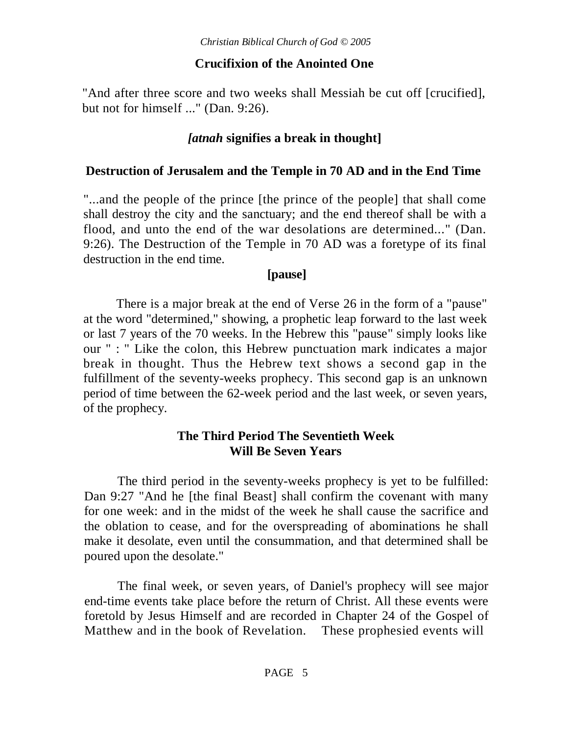## Crucifixion of the Anointed One

"And after three score and two weeks shall Messiah be cut off [crucified], but not for himself ..." (Dan. 9:26).

### *[atnah* **signifies a break in thought]**

## Destruction of Jerusalem and the Temple in 70 AD and in the End Time

"...and the people of the prince [the prince of the people] that shall come shall destroy the city and the sanctuary; and the end thereof shall be with a flood, and unto the end of the war desolations are determined..." (Dan. 9:26). The Destruction of the Temple in 70 AD was a foretype of its final destruction in the end time.

**[pause]**

There is a major break at the end of Verse 26 in the form of a "pause" at the word "determined," showing, a prophetic leap forward to the last week or last 7 years of the 70 weeks. In the Hebrew this "pause" simply looks like our " : " Like the colon, this Hebrew punctuation mark indicates a major break in thought. Thus the Hebrew text shows a second gap in the fulfillment of the seventy-weeks prophecy. This second gap is an unknown period of time between the 62-week period and the last week, or seven years, of the prophecy.

## The Third Period The Seventieth Week Will Be Seven Years

The third period in the seventy-weeks prophecy is yet to be fulfilled: Dan 9:27 "And he [the final Beast] shall confirm the covenant with many for one week: and in the midst of the week he shall cause the sacrifice and the oblation to cease, and for the overspreading of abominations he shall make it desolate, even until the consummation, and that determined shall be poured upon the desolate."

The final week, or seven years, of Daniel's prophecy will see major end-time events take place before the return of Christ. All these events were foretold by Jesus Himself and are recorded in Chapter 24 of the Gospel of Matthew and in the book of Revelation. These prophesied events will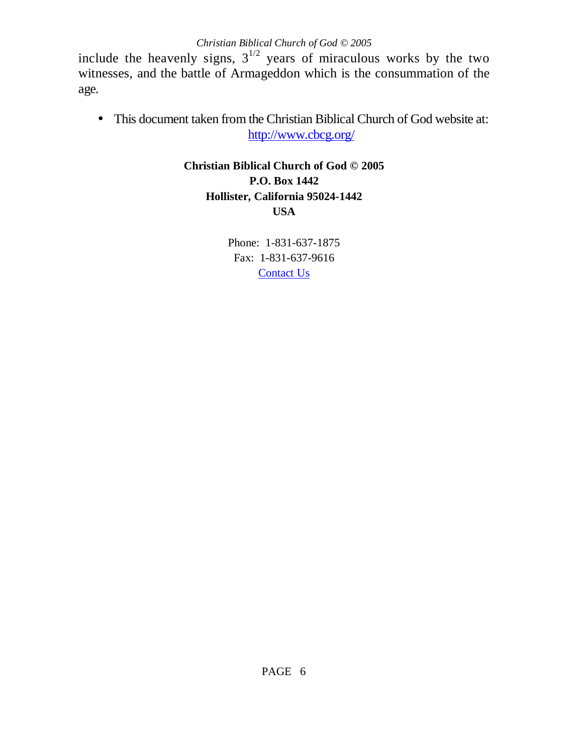include the heavenly signs, $3^{1/2}$ years of miraculous works by the two witnesses, and the battle of Armageddon which is the consummation of the age.

- This document taken from the Christian Biblical Church of God website at: http://www.cbcg.org/

**Christian Biblical Church of God © 2005**
**P.O. Box 1442**
**Hollister, California 95024-1442**
**USA**

Phone: 1-831-637-1875
Fax: 1-831-637-9616
Contact Us